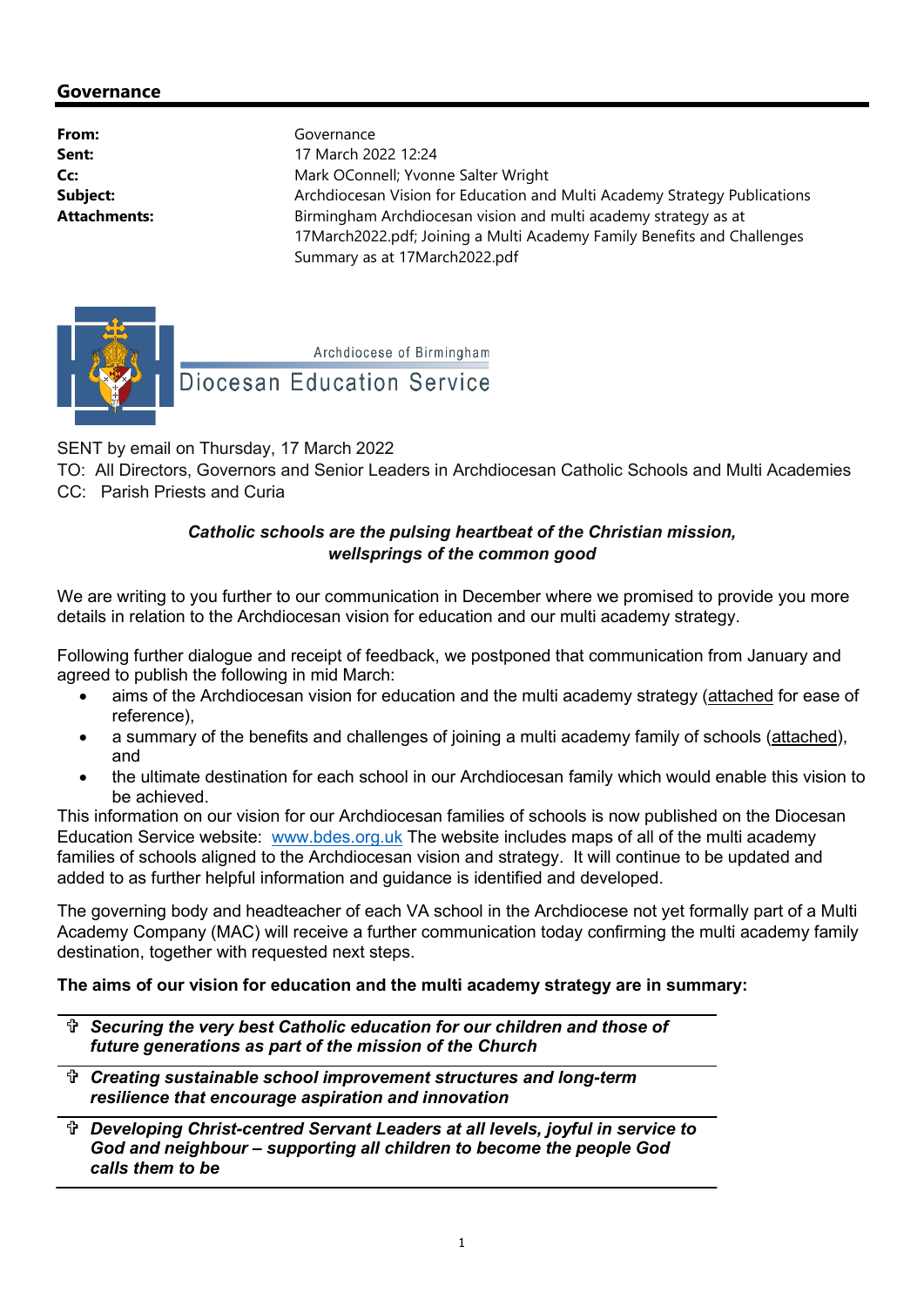## Governance

| | |
|---|---|
| **From:** | Governance |
| **Sent:** | 17 March 2022 12:24 |
| **Cc:** | Mark OConnell; Yvonne Salter Wright |
| **Subject:** | Archdiocesan Vision for Education and Multi Academy Strategy Publications |
| **Attachments:** | Birmingham Archdiocesan vision and multi academy strategy as at 17March2022.pdf; Joining a Multi Academy Family Benefits and Challenges Summary as at 17March2022.pdf |

Archdiocese of Birmingham
Diocesan Education Service

SENT by email on Thursday, 17 March 2022
TO: All Directors, Governors and Senior Leaders in Archdiocesan Catholic Schools and Multi Academies
CC: Parish Priests and Curia

***Catholic schools are the pulsing heartbeat of the Christian mission, wellsprings of the common good***

We are writing to you further to our communication in December where we promised to provide you more details in relation to the Archdiocesan vision for education and our multi academy strategy.

Following further dialogue and receipt of feedback, we postponed that communication from January and agreed to publish the following in mid March:

- aims of the Archdiocesan vision for education and the multi academy strategy (attached for ease of reference),
- a summary of the benefits and challenges of joining a multi academy family of schools (attached), and
- the ultimate destination for each school in our Archdiocesan family which would enable this vision to be achieved.

This information on our vision for our Archdiocesan families of schools is now published on the Diocesan Education Service website: [www.bdes.org.uk](http://www.bdes.org.uk) The website includes maps of all of the multi academy families of schools aligned to the Archdiocesan vision and strategy. It will continue to be updated and added to as further helpful information and guidance is identified and developed.

The governing body and headteacher of each VA school in the Archdiocese not yet formally part of a Multi Academy Company (MAC) will receive a further communication today confirming the multi academy family destination, together with requested next steps.

**The aims of our vision for education and the multi academy strategy are in summary:**

- ✞ ***Securing the very best Catholic education for our children and those of future generations as part of the mission of the Church***
- ✞ ***Creating sustainable school improvement structures and long-term resilience that encourage aspiration and innovation***
- ✞ ***Developing Christ-centred Servant Leaders at all levels, joyful in service to God and neighbour – supporting all children to become the people God calls them to be***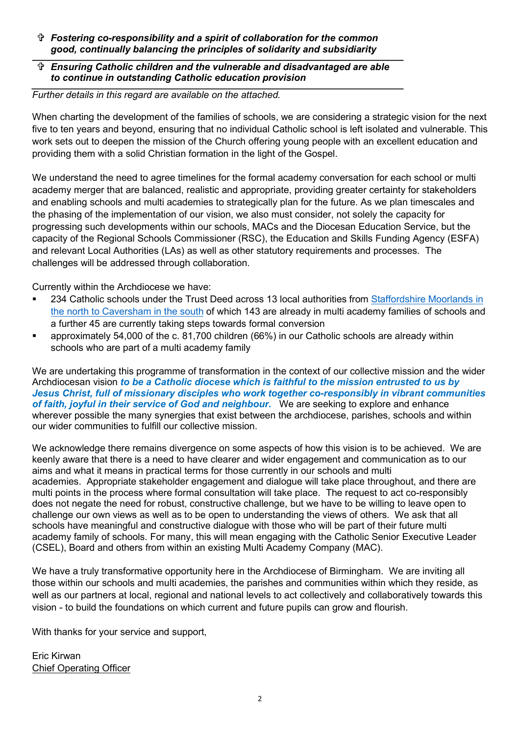- ✞ ***Fostering co-responsibility and a spirit of collaboration for the common good, continually balancing the principles of solidarity and subsidiarity***
- ✞ ***Ensuring Catholic children and the vulnerable and disadvantaged are able to continue in outstanding Catholic education provision***

*Further details in this regard are available on the attached.*

When charting the development of the families of schools, we are considering a strategic vision for the next five to ten years and beyond, ensuring that no individual Catholic school is left isolated and vulnerable. This work sets out to deepen the mission of the Church offering young people with an excellent education and providing them with a solid Christian formation in the light of the Gospel.

We understand the need to agree timelines for the formal academy conversation for each school or multi academy merger that are balanced, realistic and appropriate, providing greater certainty for stakeholders and enabling schools and multi academies to strategically plan for the future. As we plan timescales and the phasing of the implementation of our vision, we also must consider, not solely the capacity for progressing such developments within our schools, MACs and the Diocesan Education Service, but the capacity of the Regional Schools Commissioner (RSC), the Education and Skills Funding Agency (ESFA) and relevant Local Authorities (LAs) as well as other statutory requirements and processes. The challenges will be addressed through collaboration.

Currently within the Archdiocese we have:

- 234 Catholic schools under the Trust Deed across 13 local authorities from Staffordshire Moorlands in the north to Caversham in the south of which 143 are already in multi academy families of schools and a further 45 are currently taking steps towards formal conversion
- approximately 54,000 of the c. 81,700 children (66%) in our Catholic schools are already within schools who are part of a multi academy family

We are undertaking this programme of transformation in the context of our collective mission and the wider Archdiocesan vision ***to be a Catholic diocese which is faithful to the mission entrusted to us by Jesus Christ, full of missionary disciples who work together co-responsibly in vibrant communities of faith, joyful in their service of God and neighbour.*** We are seeking to explore and enhance wherever possible the many synergies that exist between the archdiocese, parishes, schools and within our wider communities to fulfill our collective mission.

We acknowledge there remains divergence on some aspects of how this vision is to be achieved. We are keenly aware that there is a need to have clearer and wider engagement and communication as to our aims and what it means in practical terms for those currently in our schools and multi academies. Appropriate stakeholder engagement and dialogue will take place throughout, and there are multi points in the process where formal consultation will take place. The request to act co-responsibly does not negate the need for robust, constructive challenge, but we have to be willing to leave open to challenge our own views as well as to be open to understanding the views of others. We ask that all schools have meaningful and constructive dialogue with those who will be part of their future multi academy family of schools. For many, this will mean engaging with the Catholic Senior Executive Leader (CSEL), Board and others from within an existing Multi Academy Company (MAC).

We have a truly transformative opportunity here in the Archdiocese of Birmingham. We are inviting all those within our schools and multi academies, the parishes and communities within which they reside, as well as our partners at local, regional and national levels to act collectively and collaboratively towards this vision - to build the foundations on which current and future pupils can grow and flourish.

With thanks for your service and support,

Eric Kirwan
Chief Operating Officer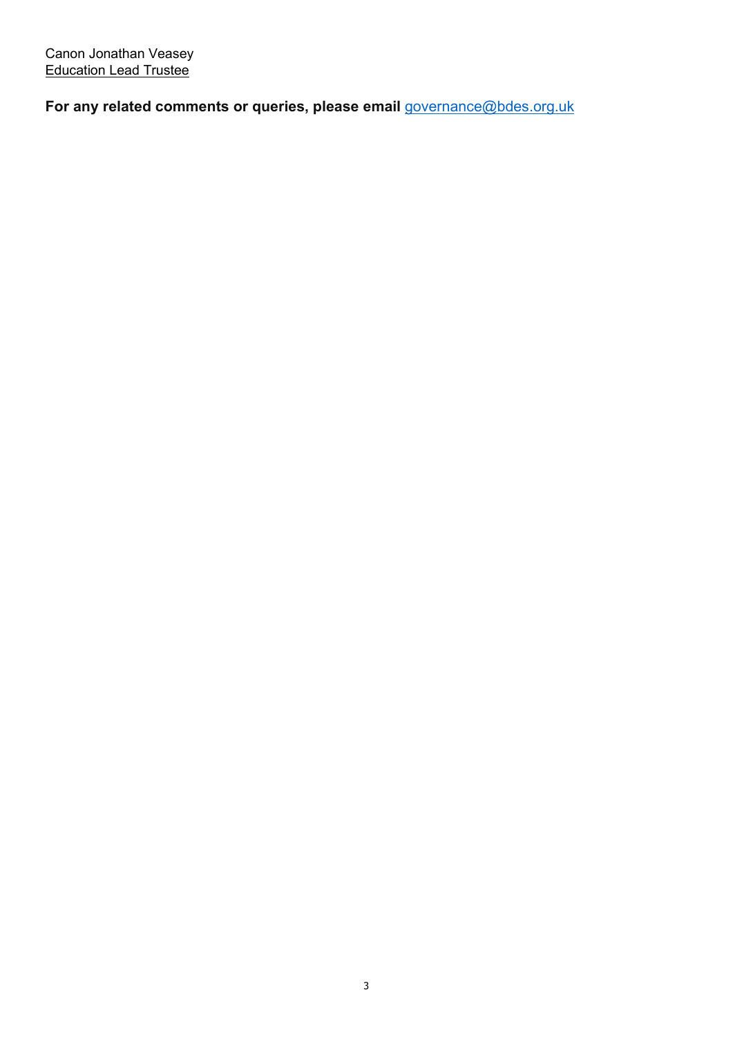Canon Jonathan Veasey
Education Lead Trustee

**For any related comments or queries, please email** governance@bdes.org.uk